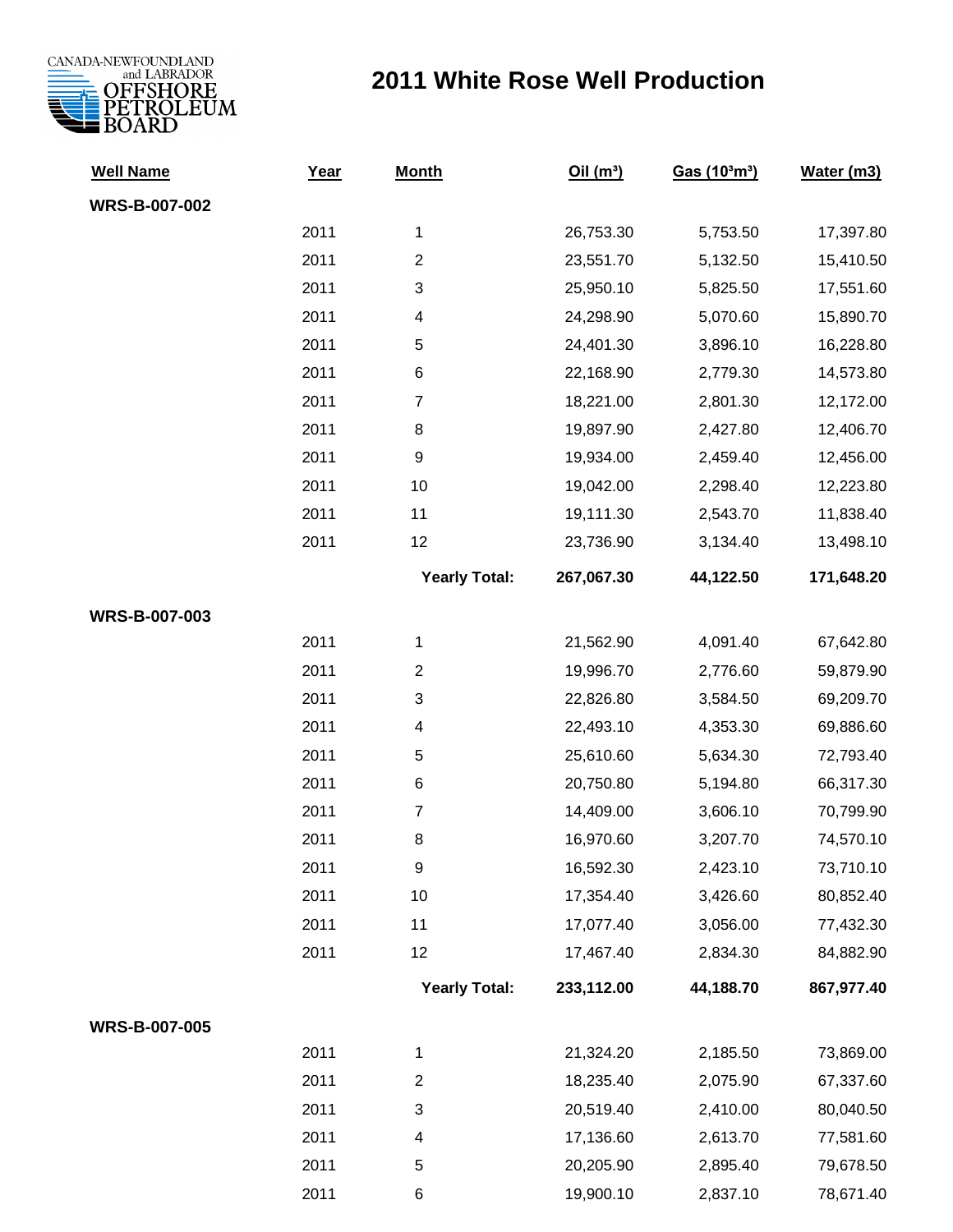CANADA-NEWFOUNDLAND and LABRADOR OFFSHORE PETROLEUM BOARD

# 2011 White Rose Well Production

| Well Name | Year | Month | Oil (m³) | Gas (10³m³) | Water (m3) |
|---|---|---|---|---|---|
| **WRS-B-007-002** | | | | | |
| | 2011 | 1 | 26,753.30 | 5,753.50 | 17,397.80 |
| | 2011 | 2 | 23,551.70 | 5,132.50 | 15,410.50 |
| | 2011 | 3 | 25,950.10 | 5,825.50 | 17,551.60 |
| | 2011 | 4 | 24,298.90 | 5,070.60 | 15,890.70 |
| | 2011 | 5 | 24,401.30 | 3,896.10 | 16,228.80 |
| | 2011 | 6 | 22,168.90 | 2,779.30 | 14,573.80 |
| | 2011 | 7 | 18,221.00 | 2,801.30 | 12,172.00 |
| | 2011 | 8 | 19,897.90 | 2,427.80 | 12,406.70 |
| | 2011 | 9 | 19,934.00 | 2,459.40 | 12,456.00 |
| | 2011 | 10 | 19,042.00 | 2,298.40 | 12,223.80 |
| | 2011 | 11 | 19,111.30 | 2,543.70 | 11,838.40 |
| | 2011 | 12 | 23,736.90 | 3,134.40 | 13,498.10 |
| | | **Yearly Total:** | **267,067.30** | **44,122.50** | **171,648.20** |
| **WRS-B-007-003** | | | | | |
| | 2011 | 1 | 21,562.90 | 4,091.40 | 67,642.80 |
| | 2011 | 2 | 19,996.70 | 2,776.60 | 59,879.90 |
| | 2011 | 3 | 22,826.80 | 3,584.50 | 69,209.70 |
| | 2011 | 4 | 22,493.10 | 4,353.30 | 69,886.60 |
| | 2011 | 5 | 25,610.60 | 5,634.30 | 72,793.40 |
| | 2011 | 6 | 20,750.80 | 5,194.80 | 66,317.30 |
| | 2011 | 7 | 14,409.00 | 3,606.10 | 70,799.90 |
| | 2011 | 8 | 16,970.60 | 3,207.70 | 74,570.10 |
| | 2011 | 9 | 16,592.30 | 2,423.10 | 73,710.10 |
| | 2011 | 10 | 17,354.40 | 3,426.60 | 80,852.40 |
| | 2011 | 11 | 17,077.40 | 3,056.00 | 77,432.30 |
| | 2011 | 12 | 17,467.40 | 2,834.30 | 84,882.90 |
| | | **Yearly Total:** | **233,112.00** | **44,188.70** | **867,977.40** |
| **WRS-B-007-005** | | | | | |
| | 2011 | 1 | 21,324.20 | 2,185.50 | 73,869.00 |
| | 2011 | 2 | 18,235.40 | 2,075.90 | 67,337.60 |
| | 2011 | 3 | 20,519.40 | 2,410.00 | 80,040.50 |
| | 2011 | 4 | 17,136.60 | 2,613.70 | 77,581.60 |
| | 2011 | 5 | 20,205.90 | 2,895.40 | 79,678.50 |
| | 2011 | 6 | 19,900.10 | 2,837.10 | 78,671.40 |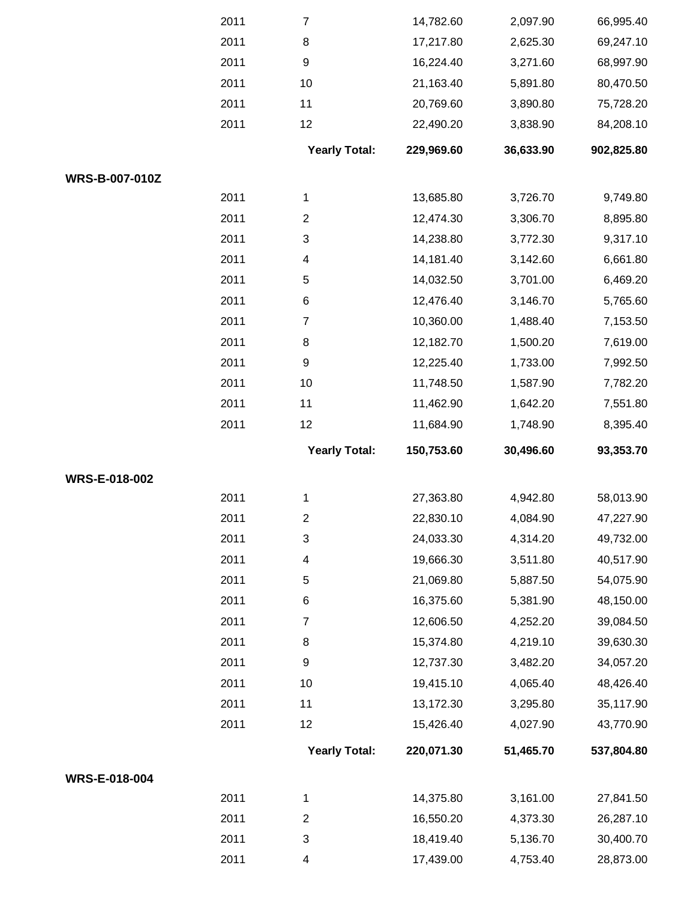| | | | | | |
|---|---|---|---|---|---|
| | 2011 | 7 | 14,782.60 | 2,097.90 | 66,995.40 |
| | 2011 | 8 | 17,217.80 | 2,625.30 | 69,247.10 |
| | 2011 | 9 | 16,224.40 | 3,271.60 | 68,997.90 |
| | 2011 | 10 | 21,163.40 | 5,891.80 | 80,470.50 |
| | 2011 | 11 | 20,769.60 | 3,890.80 | 75,728.20 |
| | 2011 | 12 | 22,490.20 | 3,838.90 | 84,208.10 |
| | | **Yearly Total:** | **229,969.60** | **36,633.90** | **902,825.80** |
| **WRS-B-007-010Z** | | | | | |
| | 2011 | 1 | 13,685.80 | 3,726.70 | 9,749.80 |
| | 2011 | 2 | 12,474.30 | 3,306.70 | 8,895.80 |
| | 2011 | 3 | 14,238.80 | 3,772.30 | 9,317.10 |
| | 2011 | 4 | 14,181.40 | 3,142.60 | 6,661.80 |
| | 2011 | 5 | 14,032.50 | 3,701.00 | 6,469.20 |
| | 2011 | 6 | 12,476.40 | 3,146.70 | 5,765.60 |
| | 2011 | 7 | 10,360.00 | 1,488.40 | 7,153.50 |
| | 2011 | 8 | 12,182.70 | 1,500.20 | 7,619.00 |
| | 2011 | 9 | 12,225.40 | 1,733.00 | 7,992.50 |
| | 2011 | 10 | 11,748.50 | 1,587.90 | 7,782.20 |
| | 2011 | 11 | 11,462.90 | 1,642.20 | 7,551.80 |
| | 2011 | 12 | 11,684.90 | 1,748.90 | 8,395.40 |
| | | **Yearly Total:** | **150,753.60** | **30,496.60** | **93,353.70** |
| **WRS-E-018-002** | | | | | |
| | 2011 | 1 | 27,363.80 | 4,942.80 | 58,013.90 |
| | 2011 | 2 | 22,830.10 | 4,084.90 | 47,227.90 |
| | 2011 | 3 | 24,033.30 | 4,314.20 | 49,732.00 |
| | 2011 | 4 | 19,666.30 | 3,511.80 | 40,517.90 |
| | 2011 | 5 | 21,069.80 | 5,887.50 | 54,075.90 |
| | 2011 | 6 | 16,375.60 | 5,381.90 | 48,150.00 |
| | 2011 | 7 | 12,606.50 | 4,252.20 | 39,084.50 |
| | 2011 | 8 | 15,374.80 | 4,219.10 | 39,630.30 |
| | 2011 | 9 | 12,737.30 | 3,482.20 | 34,057.20 |
| | 2011 | 10 | 19,415.10 | 4,065.40 | 48,426.40 |
| | 2011 | 11 | 13,172.30 | 3,295.80 | 35,117.90 |
| | 2011 | 12 | 15,426.40 | 4,027.90 | 43,770.90 |
| | | **Yearly Total:** | **220,071.30** | **51,465.70** | **537,804.80** |
| **WRS-E-018-004** | | | | | |
| | 2011 | 1 | 14,375.80 | 3,161.00 | 27,841.50 |
| | 2011 | 2 | 16,550.20 | 4,373.30 | 26,287.10 |
| | 2011 | 3 | 18,419.40 | 5,136.70 | 30,400.70 |
| | 2011 | 4 | 17,439.00 | 4,753.40 | 28,873.00 |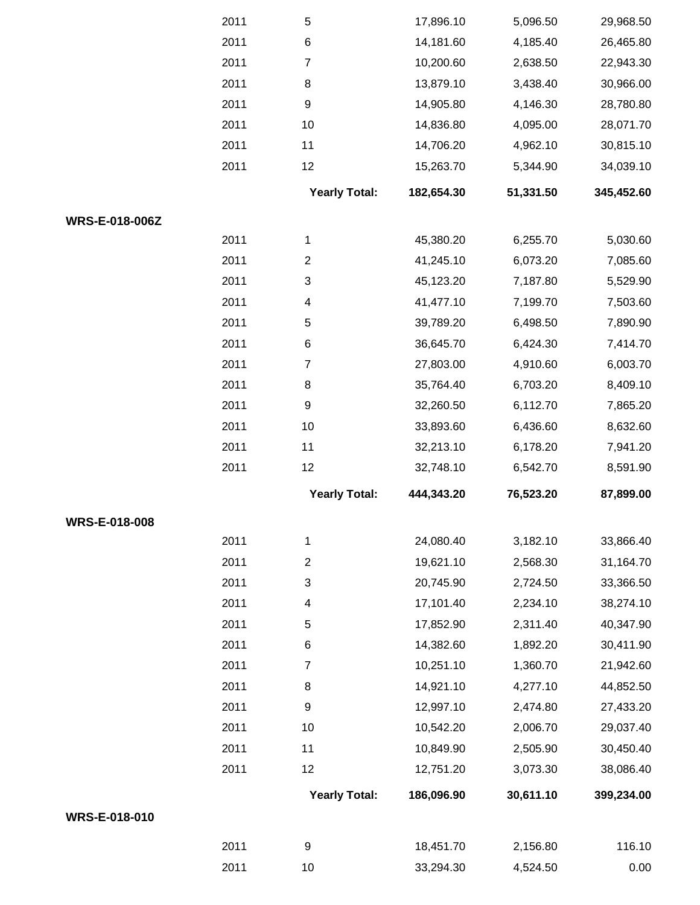| | Year | Month | | | |
|---|---|---|---|---|---|
| | 2011 | 5 | 17,896.10 | 5,096.50 | 29,968.50 |
| | 2011 | 6 | 14,181.60 | 4,185.40 | 26,465.80 |
| | 2011 | 7 | 10,200.60 | 2,638.50 | 22,943.30 |
| | 2011 | 8 | 13,879.10 | 3,438.40 | 30,966.00 |
| | 2011 | 9 | 14,905.80 | 4,146.30 | 28,780.80 |
| | 2011 | 10 | 14,836.80 | 4,095.00 | 28,071.70 |
| | 2011 | 11 | 14,706.20 | 4,962.10 | 30,815.10 |
| | 2011 | 12 | 15,263.70 | 5,344.90 | 34,039.10 |
| | | **Yearly Total:** | **182,654.30** | **51,331.50** | **345,452.60** |
| **WRS-E-018-006Z** | | | | | |
| | 2011 | 1 | 45,380.20 | 6,255.70 | 5,030.60 |
| | 2011 | 2 | 41,245.10 | 6,073.20 | 7,085.60 |
| | 2011 | 3 | 45,123.20 | 7,187.80 | 5,529.90 |
| | 2011 | 4 | 41,477.10 | 7,199.70 | 7,503.60 |
| | 2011 | 5 | 39,789.20 | 6,498.50 | 7,890.90 |
| | 2011 | 6 | 36,645.70 | 6,424.30 | 7,414.70 |
| | 2011 | 7 | 27,803.00 | 4,910.60 | 6,003.70 |
| | 2011 | 8 | 35,764.40 | 6,703.20 | 8,409.10 |
| | 2011 | 9 | 32,260.50 | 6,112.70 | 7,865.20 |
| | 2011 | 10 | 33,893.60 | 6,436.60 | 8,632.60 |
| | 2011 | 11 | 32,213.10 | 6,178.20 | 7,941.20 |
| | 2011 | 12 | 32,748.10 | 6,542.70 | 8,591.90 |
| | | **Yearly Total:** | **444,343.20** | **76,523.20** | **87,899.00** |
| **WRS-E-018-008** | | | | | |
| | 2011 | 1 | 24,080.40 | 3,182.10 | 33,866.40 |
| | 2011 | 2 | 19,621.10 | 2,568.30 | 31,164.70 |
| | 2011 | 3 | 20,745.90 | 2,724.50 | 33,366.50 |
| | 2011 | 4 | 17,101.40 | 2,234.10 | 38,274.10 |
| | 2011 | 5 | 17,852.90 | 2,311.40 | 40,347.90 |
| | 2011 | 6 | 14,382.60 | 1,892.20 | 30,411.90 |
| | 2011 | 7 | 10,251.10 | 1,360.70 | 21,942.60 |
| | 2011 | 8 | 14,921.10 | 4,277.10 | 44,852.50 |
| | 2011 | 9 | 12,997.10 | 2,474.80 | 27,433.20 |
| | 2011 | 10 | 10,542.20 | 2,006.70 | 29,037.40 |
| | 2011 | 11 | 10,849.90 | 2,505.90 | 30,450.40 |
| | 2011 | 12 | 12,751.20 | 3,073.30 | 38,086.40 |
| | | **Yearly Total:** | **186,096.90** | **30,611.10** | **399,234.00** |
| **WRS-E-018-010** | | | | | |
| | 2011 | 9 | 18,451.70 | 2,156.80 | 116.10 |
| | 2011 | 10 | 33,294.30 | 4,524.50 | 0.00 |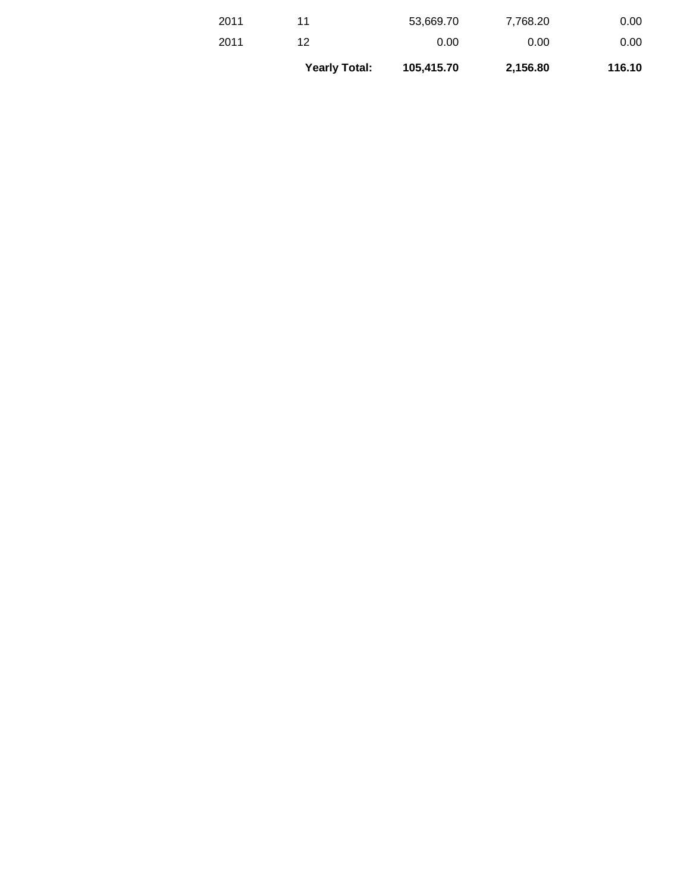| | | | | |
|---|---|---|---|---|
| 2011 | 11 | 53,669.70 | 7,768.20 | 0.00 |
| 2011 | 12 | 0.00 | 0.00 | 0.00 |
| | **Yearly Total:** | **105,415.70** | **2,156.80** | **116.10** |